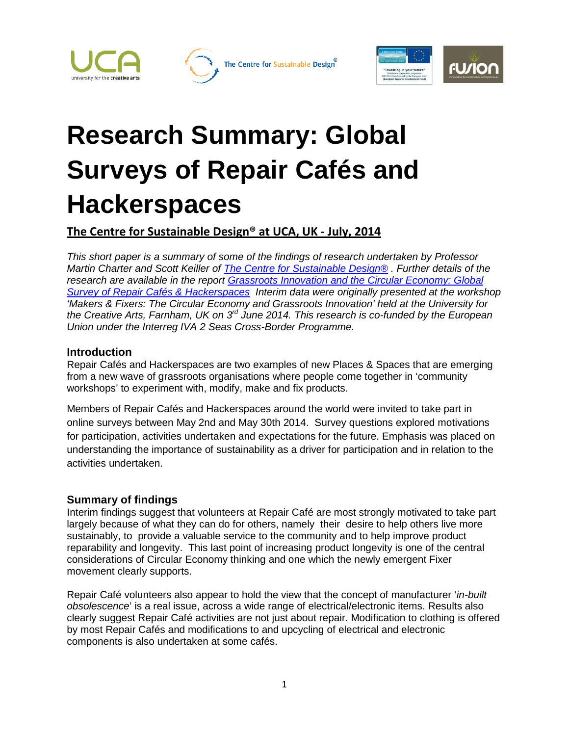# Research Summary: Global Surveys of Repair Cafés and Hackerspaces

**The Centre for Sustainable Design® at UCA, UK - July, 2014**

*This short paper is a summary of some of the findings of research undertaken by Professor Martin Charter and Scott Keiller of [The Centre for Sustainable Design®](). Further details of the research are available in the report [Grassroots Innovation and the Circular Economy: Global Survey of Repair Cafés & Hackerspaces]() Interim data were originally presented at the workshop 'Makers & Fixers: The Circular Economy and Grassroots Innovation' held at the University for the Creative Arts, Farnham, UK on 3rd June 2014. This research is co-funded by the European Union under the Interreg IVA 2 Seas Cross-Border Programme.*

### Introduction

Repair Cafés and Hackerspaces are two examples of new Places & Spaces that are emerging from a new wave of grassroots organisations where people come together in 'community workshops' to experiment with, modify, make and fix products.

Members of Repair Cafés and Hackerspaces around the world were invited to take part in online surveys between May 2nd and May 30th 2014. Survey questions explored motivations for participation, activities undertaken and expectations for the future. Emphasis was placed on understanding the importance of sustainability as a driver for participation and in relation to the activities undertaken.

### Summary of findings

Interim findings suggest that volunteers at Repair Café are most strongly motivated to take part largely because of what they can do for others, namely their desire to help others live more sustainably, to provide a valuable service to the community and to help improve product reparability and longevity. This last point of increasing product longevity is one of the central considerations of Circular Economy thinking and one which the newly emergent Fixer movement clearly supports.

Repair Café volunteers also appear to hold the view that the concept of manufacturer '*in-built obsolescence*' is a real issue, across a wide range of electrical/electronic items. Results also clearly suggest Repair Café activities are not just about repair. Modification to clothing is offered by most Repair Cafés and modifications to and upcycling of electrical and electronic components is also undertaken at some cafés.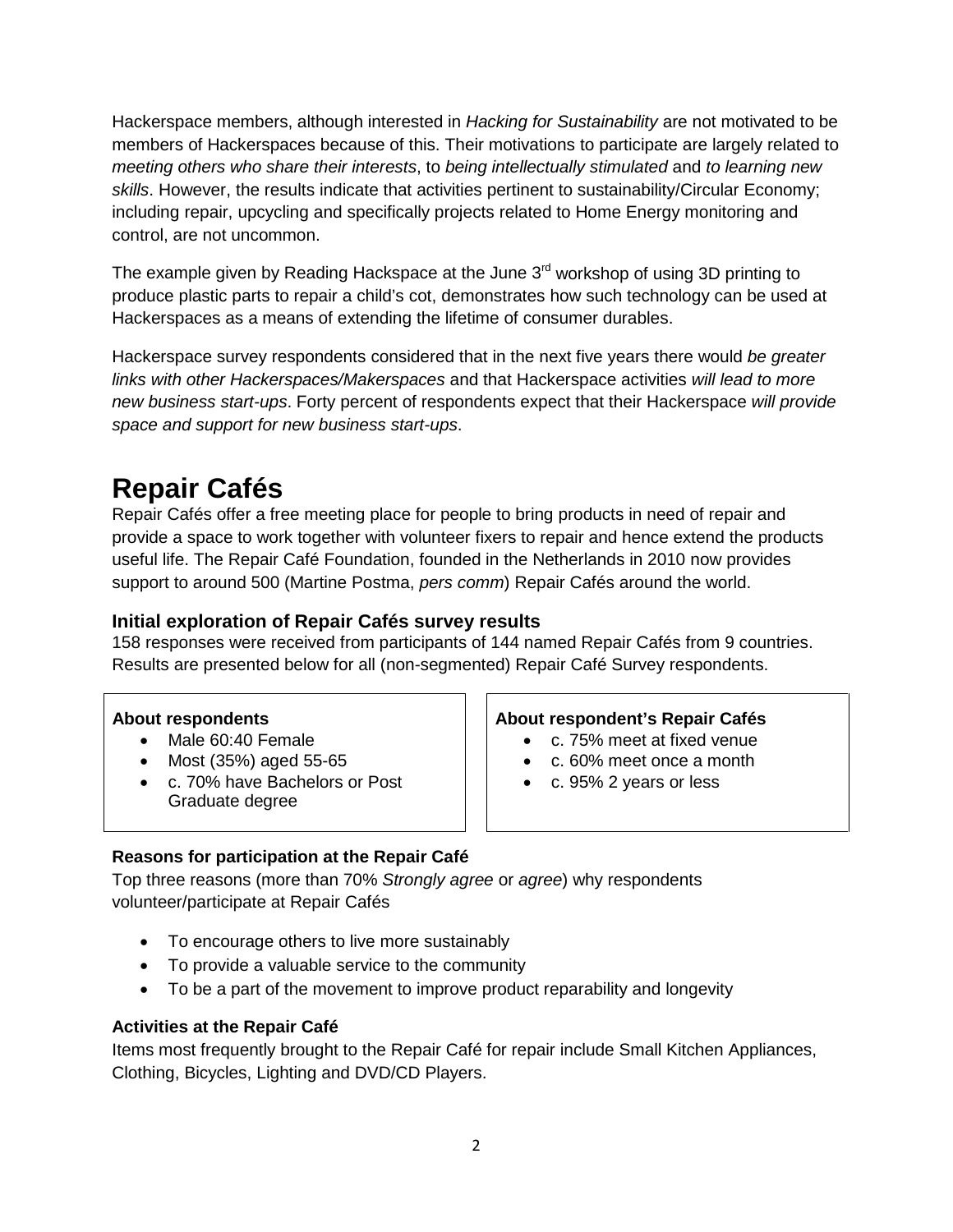Hackerspace members, although interested in *Hacking for Sustainability* are not motivated to be members of Hackerspaces because of this. Their motivations to participate are largely related to *meeting others who share their interests*, to *being intellectually stimulated* and *to learning new skills*. However, the results indicate that activities pertinent to sustainability/Circular Economy; including repair, upcycling and specifically projects related to Home Energy monitoring and control, are not uncommon.

The example given by Reading Hackspace at the June 3rd workshop of using 3D printing to produce plastic parts to repair a child's cot, demonstrates how such technology can be used at Hackerspaces as a means of extending the lifetime of consumer durables.

Hackerspace survey respondents considered that in the next five years there would *be greater links with other Hackerspaces/Makerspaces* and that Hackerspace activities *will lead to more new business start-ups*. Forty percent of respondents expect that their Hackerspace *will provide space and support for new business start-ups*.

# Repair Cafés

Repair Cafés offer a free meeting place for people to bring products in need of repair and provide a space to work together with volunteer fixers to repair and hence extend the products useful life. The Repair Café Foundation, founded in the Netherlands in 2010 now provides support to around 500 (Martine Postma, *pers comm*) Repair Cafés around the world.

### Initial exploration of Repair Cafés survey results

158 responses were received from participants of 144 named Repair Cafés from 9 countries. Results are presented below for all (non-segmented) Repair Café Survey respondents.

**About respondents**

- Male 60:40 Female
- Most (35%) aged 55-65
- c. 70% have Bachelors or Post Graduate degree

**About respondent's Repair Cafés**

- c. 75% meet at fixed venue
- c. 60% meet once a month
- c. 95% 2 years or less

#### Reasons for participation at the Repair Café

Top three reasons (more than 70% *Strongly agree* or *agree*) why respondents volunteer/participate at Repair Cafés

- To encourage others to live more sustainably
- To provide a valuable service to the community
- To be a part of the movement to improve product reparability and longevity

#### Activities at the Repair Café

Items most frequently brought to the Repair Café for repair include Small Kitchen Appliances, Clothing, Bicycles, Lighting and DVD/CD Players.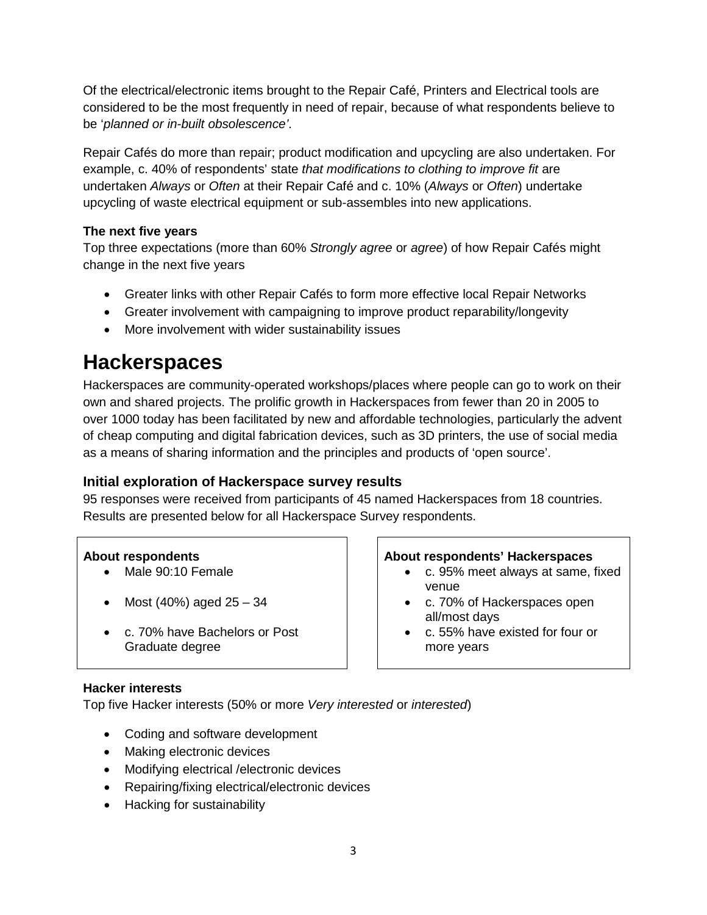Of the electrical/electronic items brought to the Repair Café, Printers and Electrical tools are considered to be the most frequently in need of repair, because of what respondents believe to be '*planned or in-built obsolescence'*.

Repair Cafés do more than repair; product modification and upcycling are also undertaken. For example, c. 40% of respondents' state *that modifications to clothing to improve fit* are undertaken *Always* or *Often* at their Repair Café and c. 10% (*Always* or *Often*) undertake upcycling of waste electrical equipment or sub-assembles into new applications.

**The next five years**

Top three expectations (more than 60% *Strongly agree* or *agree*) of how Repair Cafés might change in the next five years

- Greater links with other Repair Cafés to form more effective local Repair Networks
- Greater involvement with campaigning to improve product reparability/longevity
- More involvement with wider sustainability issues

# Hackerspaces

Hackerspaces are community-operated workshops/places where people can go to work on their own and shared projects. The prolific growth in Hackerspaces from fewer than 20 in 2005 to over 1000 today has been facilitated by new and affordable technologies, particularly the advent of cheap computing and digital fabrication devices, such as 3D printers, the use of social media as a means of sharing information and the principles and products of 'open source'.

## Initial exploration of Hackerspace survey results

95 responses were received from participants of 45 named Hackerspaces from 18 countries. Results are presented below for all Hackerspace Survey respondents.

**About respondents**

- Male 90:10 Female
- Most (40%) aged 25 – 34
- c. 70% have Bachelors or Post Graduate degree

**About respondents' Hackerspaces**

- c. 95% meet always at same, fixed venue
- c. 70% of Hackerspaces open all/most days
- c. 55% have existed for four or more years

**Hacker interests**

Top five Hacker interests (50% or more *Very interested* or *interested*)

- Coding and software development
- Making electronic devices
- Modifying electrical /electronic devices
- Repairing/fixing electrical/electronic devices
- Hacking for sustainability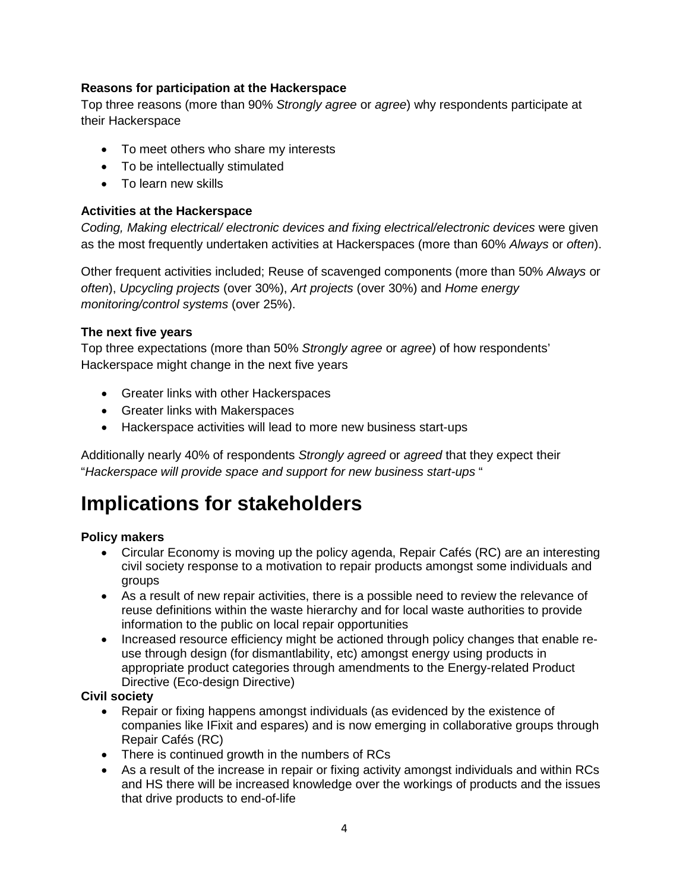**Reasons for participation at the Hackerspace**

Top three reasons (more than 90% *Strongly agree* or *agree*) why respondents participate at their Hackerspace

- To meet others who share my interests
- To be intellectually stimulated
- To learn new skills

**Activities at the Hackerspace**

*Coding, Making electrical/ electronic devices and fixing electrical/electronic devices* were given as the most frequently undertaken activities at Hackerspaces (more than 60% *Always* or *often*).

Other frequent activities included; Reuse of scavenged components (more than 50% *Always* or *often*), *Upcycling projects* (over 30%), *Art projects* (over 30%) and *Home energy monitoring/control systems* (over 25%).

**The next five years**

Top three expectations (more than 50% *Strongly agree* or *agree*) of how respondents' Hackerspace might change in the next five years

- Greater links with other Hackerspaces
- Greater links with Makerspaces
- Hackerspace activities will lead to more new business start-ups

Additionally nearly 40% of respondents *Strongly agreed* or *agreed* that they expect their "*Hackerspace will provide space and support for new business start-ups* "

# Implications for stakeholders

**Policy makers**

- Circular Economy is moving up the policy agenda, Repair Cafés (RC) are an interesting civil society response to a motivation to repair products amongst some individuals and groups
- As a result of new repair activities, there is a possible need to review the relevance of reuse definitions within the waste hierarchy and for local waste authorities to provide information to the public on local repair opportunities
- Increased resource efficiency might be actioned through policy changes that enable re-use through design (for dismantlability, etc) amongst energy using products in appropriate product categories through amendments to the Energy-related Product Directive (Eco-design Directive)

**Civil society**

- Repair or fixing happens amongst individuals (as evidenced by the existence of companies like IFixit and espares) and is now emerging in collaborative groups through Repair Cafés (RC)
- There is continued growth in the numbers of RCs
- As a result of the increase in repair or fixing activity amongst individuals and within RCs and HS there will be increased knowledge over the workings of products and the issues that drive products to end-of-life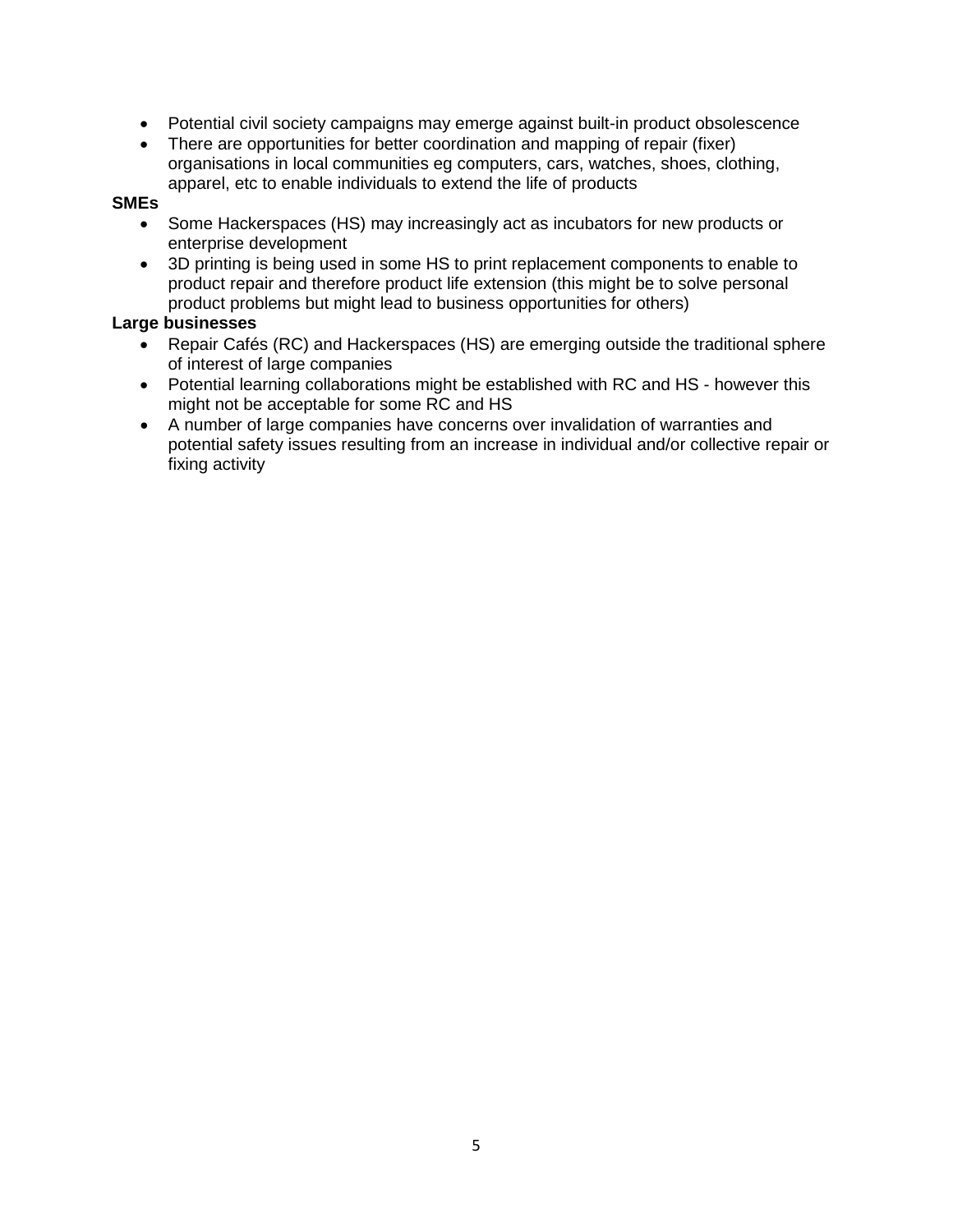- Potential civil society campaigns may emerge against built-in product obsolescence
- There are opportunities for better coordination and mapping of repair (fixer) organisations in local communities eg computers, cars, watches, shoes, clothing, apparel, etc to enable individuals to extend the life of products

**SMEs**

- Some Hackerspaces (HS) may increasingly act as incubators for new products or enterprise development
- 3D printing is being used in some HS to print replacement components to enable to product repair and therefore product life extension (this might be to solve personal product problems but might lead to business opportunities for others)

**Large businesses**

- Repair Cafés (RC) and Hackerspaces (HS) are emerging outside the traditional sphere of interest of large companies
- Potential learning collaborations might be established with RC and HS - however this might not be acceptable for some RC and HS
- A number of large companies have concerns over invalidation of warranties and potential safety issues resulting from an increase in individual and/or collective repair or fixing activity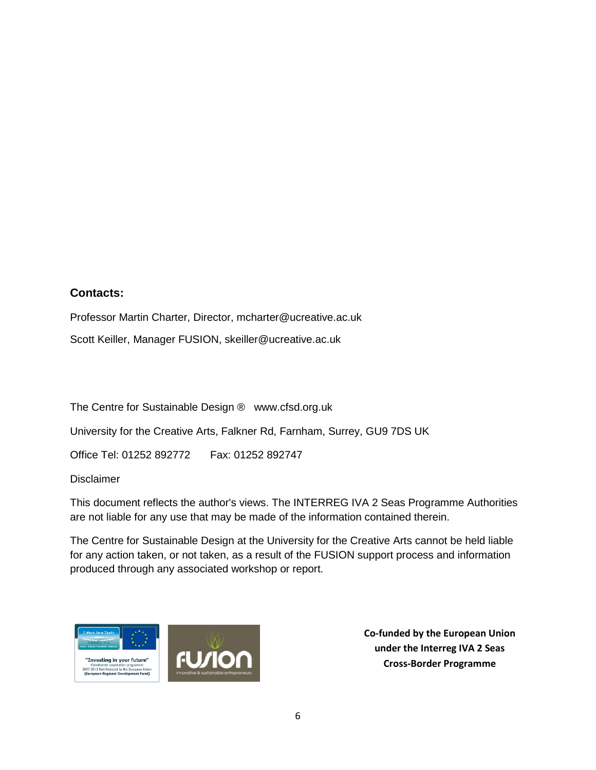**Contacts:**

Professor Martin Charter, Director, mcharter@ucreative.ac.uk

Scott Keiller, Manager FUSION, skeiller@ucreative.ac.uk

The Centre for Sustainable Design ® www.cfsd.org.uk

University for the Creative Arts, Falkner Rd, Farnham, Surrey, GU9 7DS UK

Office Tel: 01252 892772 Fax: 01252 892747

Disclaimer

This document reflects the author's views. The INTERREG IVA 2 Seas Programme Authorities are not liable for any use that may be made of the information contained therein.

The Centre for Sustainable Design at the University for the Creative Arts cannot be held liable for any action taken, or not taken, as a result of the FUSION support process and information produced through any associated workshop or report.

**Co-funded by the European Union under the Interreg IVA 2 Seas Cross-Border Programme**